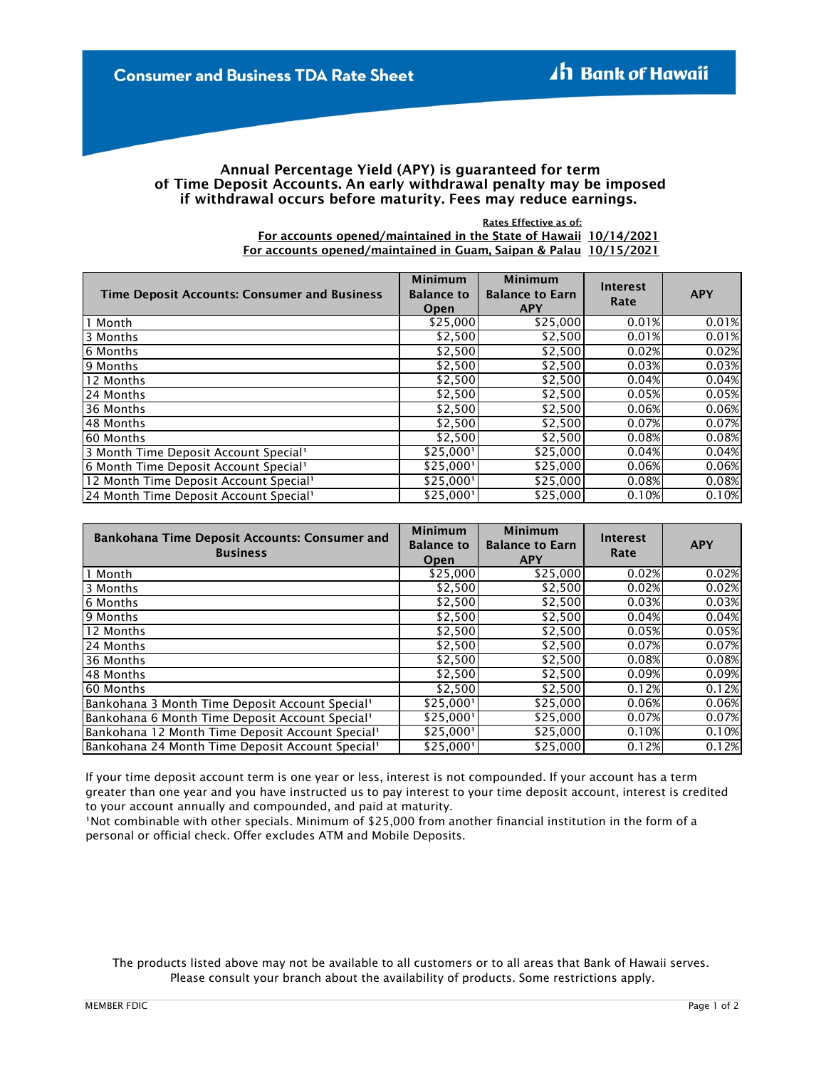# Consumer and Business TDA Rate Sheet

**Bank of Hawaii**

**Annual Percentage Yield (APY) is guaranteed for term of Time Deposit Accounts. An early withdrawal penalty may be imposed if withdrawal occurs before maturity. Fees may reduce earnings.**

**Rates Effective as of:**
**For accounts opened/maintained in the State of Hawaii 10/14/2021**
**For accounts opened/maintained in Guam, Saipan & Palau 10/15/2021**

| Time Deposit Accounts: Consumer and Business | Minimum Balance to Open | Minimum Balance to Earn APY | Interest Rate | APY |
|---|---|---|---|---|
| 1 Month | $25,000 | $25,000 | 0.01% | 0.01% |
| 3 Months | $2,500 | $2,500 | 0.01% | 0.01% |
| 6 Months | $2,500 | $2,500 | 0.02% | 0.02% |
| 9 Months | $2,500 | $2,500 | 0.03% | 0.03% |
| 12 Months | $2,500 | $2,500 | 0.04% | 0.04% |
| 24 Months | $2,500 | $2,500 | 0.05% | 0.05% |
| 36 Months | $2,500 | $2,500 | 0.06% | 0.06% |
| 48 Months | $2,500 | $2,500 | 0.07% | 0.07% |
| 60 Months | $2,500 | $2,500 | 0.08% | 0.08% |
| 3 Month Time Deposit Account Special[1] | $25,000[1] | $25,000 | 0.04% | 0.04% |
| 6 Month Time Deposit Account Special[1] | $25,000[1] | $25,000 | 0.06% | 0.06% |
| 12 Month Time Deposit Account Special[1] | $25,000[1] | $25,000 | 0.08% | 0.08% |
| 24 Month Time Deposit Account Special[1] | $25,000[1] | $25,000 | 0.10% | 0.10% |

| Bankohana Time Deposit Accounts: Consumer and Business | Minimum Balance to Open | Minimum Balance to Earn APY | Interest Rate | APY |
|---|---|---|---|---|
| 1 Month | $25,000 | $25,000 | 0.02% | 0.02% |
| 3 Months | $2,500 | $2,500 | 0.02% | 0.02% |
| 6 Months | $2,500 | $2,500 | 0.03% | 0.03% |
| 9 Months | $2,500 | $2,500 | 0.04% | 0.04% |
| 12 Months | $2,500 | $2,500 | 0.05% | 0.05% |
| 24 Months | $2,500 | $2,500 | 0.07% | 0.07% |
| 36 Months | $2,500 | $2,500 | 0.08% | 0.08% |
| 48 Months | $2,500 | $2,500 | 0.09% | 0.09% |
| 60 Months | $2,500 | $2,500 | 0.12% | 0.12% |
| Bankohana 3 Month Time Deposit Account Special[1] | $25,000[1] | $25,000 | 0.06% | 0.06% |
| Bankohana 6 Month Time Deposit Account Special[1] | $25,000[1] | $25,000 | 0.07% | 0.07% |
| Bankohana 12 Month Time Deposit Account Special[1] | $25,000[1] | $25,000 | 0.10% | 0.10% |
| Bankohana 24 Month Time Deposit Account Special[1] | $25,000[1] | $25,000 | 0.12% | 0.12% |

If your time deposit account term is one year or less, interest is not compounded. If your account has a term greater than one year and you have instructed us to pay interest to your time deposit account, interest is credited to your account annually and compounded, and paid at maturity.

[1]Not combinable with other specials. Minimum of $25,000 from another financial institution in the form of a personal or official check. Offer excludes ATM and Mobile Deposits.

The products listed above may not be available to all customers or to all areas that Bank of Hawaii serves. Please consult your branch about the availability of products. Some restrictions apply.

MEMBER FDIC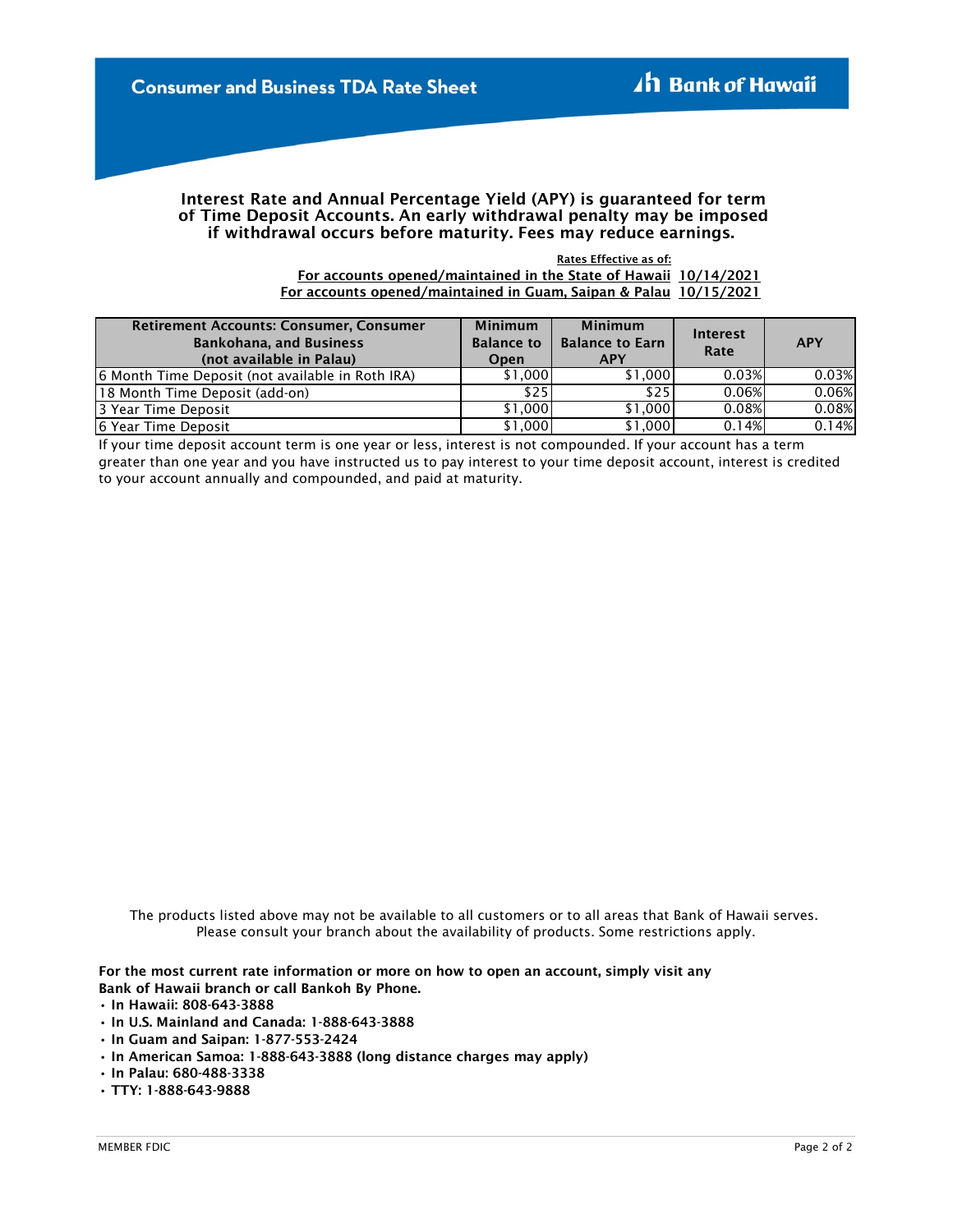# Consumer and Business TDA Rate Sheet

**Bank of Hawaii**

**Interest Rate and Annual Percentage Yield (APY) is guaranteed for term of Time Deposit Accounts. An early withdrawal penalty may be imposed if withdrawal occurs before maturity. Fees may reduce earnings.**

**Rates Effective as of:**

**For accounts opened/maintained in the State of Hawaii 10/14/2021**

**For accounts opened/maintained in Guam, Saipan & Palau 10/15/2021**

| Retirement Accounts: Consumer, Consumer Bankohana, and Business (not available in Palau) | Minimum Balance to Open | Minimum Balance to Earn APY | Interest Rate | APY |
|---|---|---|---|---|
| 6 Month Time Deposit (not available in Roth IRA) | $1,000 | $1,000 | 0.03% | 0.03% |
| 18 Month Time Deposit (add-on) | $25 | $25 | 0.06% | 0.06% |
| 3 Year Time Deposit | $1,000 | $1,000 | 0.08% | 0.08% |
| 6 Year Time Deposit | $1,000 | $1,000 | 0.14% | 0.14% |

If your time deposit account term is one year or less, interest is not compounded. If your account has a term greater than one year and you have instructed us to pay interest to your time deposit account, interest is credited to your account annually and compounded, and paid at maturity.

The products listed above may not be available to all customers or to all areas that Bank of Hawaii serves. Please consult your branch about the availability of products. Some restrictions apply.

**For the most current rate information or more on how to open an account, simply visit any Bank of Hawaii branch or call Bankoh By Phone.**

- **In Hawaii: 808-643-3888**
- **In U.S. Mainland and Canada: 1-888-643-3888**
- **In Guam and Saipan: 1-877-553-2424**
- **In American Samoa: 1-888-643-3888 (long distance charges may apply)**
- **In Palau: 680-488-3338**
- **TTY: 1-888-643-9888**

MEMBER FDIC